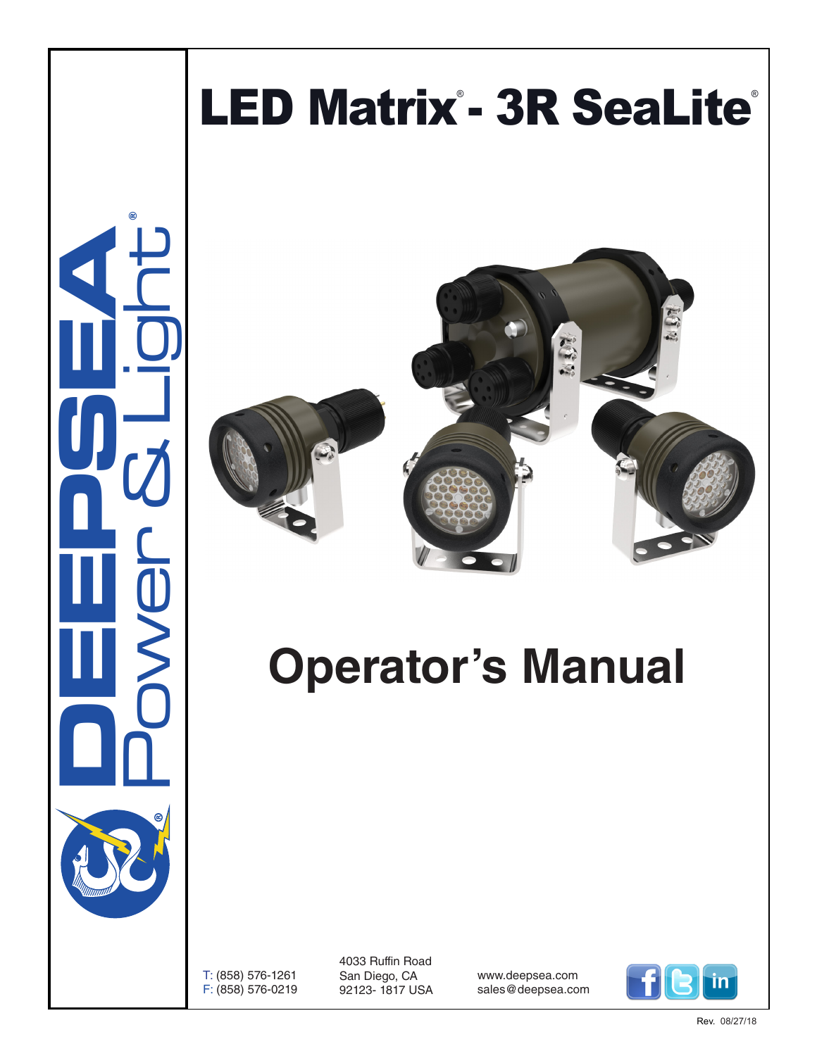# LED Matrix® - 3R SeaLite®

DEEPSEA® Power & Light®

# Operator's Manual

T: (858) 576-1261
F: (858) 576-0219

4033 Ruffin Road
San Diego, CA
92123- 1817 USA

www.deepsea.com
sales@deepsea.com

Rev. 08/27/18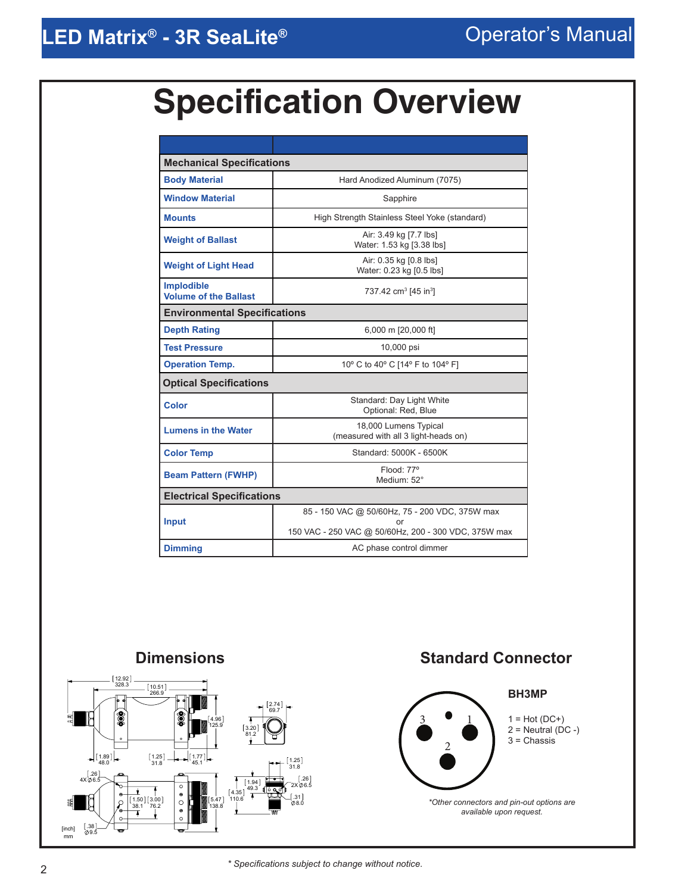# Specification Overview

| | |
|---|---|
| **Mechanical Specifications** | |
| **Body Material** | Hard Anodized Aluminum (7075) |
| **Window Material** | Sapphire |
| **Mounts** | High Strength Stainless Steel Yoke (standard) |
| **Weight of Ballast** | Air: 3.49 kg [7.7 lbs]<br>Water: 1.53 kg [3.38 lbs] |
| **Weight of Light Head** | Air: 0.35 kg [0.8 lbs]<br>Water: 0.23 kg [0.5 lbs] |
| **Implodible Volume of the Ballast** | 737.42 $cm^3$ [45 $in^3$] |
| **Environmental Specifications** | |
| **Depth Rating** | 6,000 m [20,000 ft] |
| **Test Pressure** | 10,000 psi |
| **Operation Temp.** | 10º C to 40º C [14º F to 104º F] |
| **Optical Specifications** | |
| **Color** | Standard: Day Light White<br>Optional: Red, Blue |
| **Lumens in the Water** | 18,000 Lumens Typical<br>(measured with all 3 light-heads on) |
| **Color Temp** | Standard: 5000K - 6500K |
| **Beam Pattern (FWHP)** | Flood: 77º<br>Medium: 52° |
| **Electrical Specifications** | |
| **Input** | 85 - 150 VAC @ 50/60Hz, 75 - 200 VDC, 375W max<br>or<br>150 VAC - 250 VAC @ 50/60Hz, 200 - 300 VDC, 375W max |
| **Dimming** | AC phase control dimmer |

## Dimensions

[12.92] 328.3; [10.51] 266.9; [4.96] 125.9; [2.74] 69.7; [3.20] 81.2; [1.89] 48.0; [1.25] 31.8; [1.77] 45.1; [1.25] 31.8; 4X [.26] Ø6.5; [1.94] 49.3; [.26] 2X Ø6.5; [4.35] 110.6; [1.50] 38.1; [3.00] 76.2; [5.47] 138.8; [.31] Ø8.0; [.38] Ø9.5

[inch] mm

## Standard Connector

**BH3MP**

1 = Hot (DC+)
2 = Neutral (DC -)
3 = Chassis

*Other connectors and pin-out options are available upon request.*

*\* Specifications subject to change without notice.*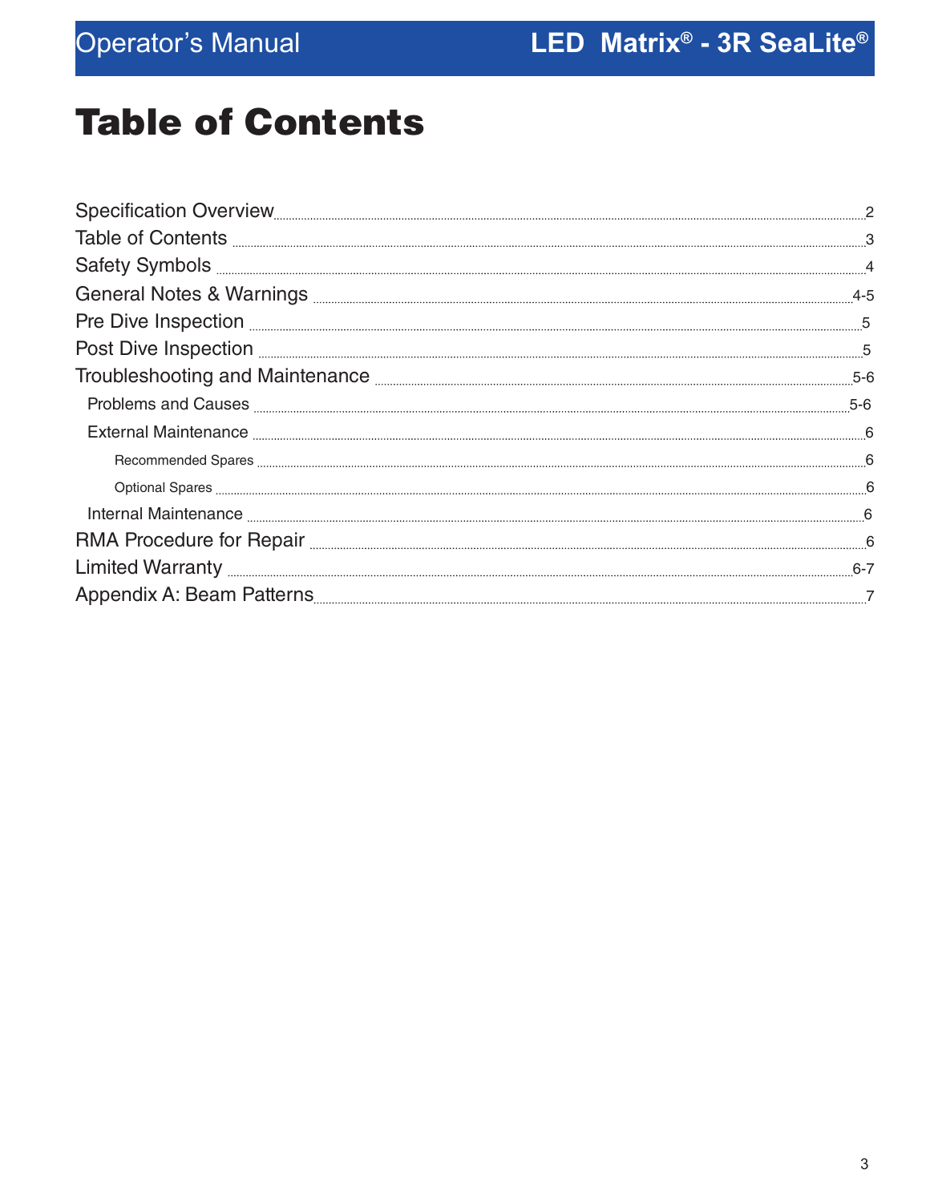# Table of Contents

Specification Overview .......... 2
Table of Contents .......... 3
Safety Symbols .......... 4
General Notes & Warnings .......... 4-5
Pre Dive Inspection .......... 5
Post Dive Inspection .......... 5
Troubleshooting and Maintenance .......... 5-6
- Problems and Causes .......... 5-6
- External Maintenance .......... 6
  - Recommended Spares .......... 6
  - Optional Spares .......... 6
- Internal Maintenance .......... 6

RMA Procedure for Repair .......... 6
Limited Warranty .......... 6-7
Appendix A: Beam Patterns .......... 7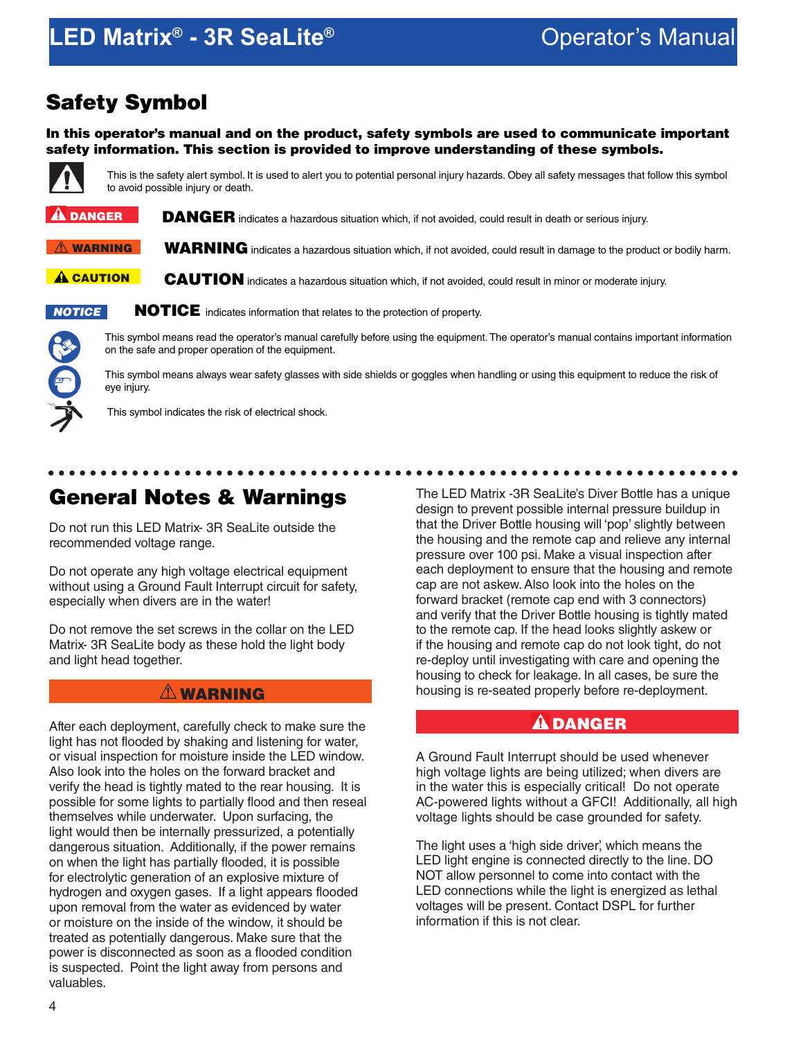## Safety Symbol

**In this operator's manual and on the product, safety symbols are used to communicate important safety information. This section is provided to improve understanding of these symbols.**

This is the safety alert symbol. It is used to alert you to potential personal injury hazards. Obey all safety messages that follow this symbol to avoid possible injury or death.

**DANGER** — **DANGER** indicates a hazardous situation which, if not avoided, could result in death or serious injury.

**WARNING** — **WARNING** indicates a hazardous situation which, if not avoided, could result in damage to the product or bodily harm.

**CAUTION** — **CAUTION** indicates a hazardous situation which, if not avoided, could result in minor or moderate injury.

**NOTICE** — **NOTICE** indicates information that relates to the protection of property.

This symbol means read the operator's manual carefully before using the equipment. The operator's manual contains important information on the safe and proper operation of the equipment.

This symbol means always wear safety glasses with side shields or goggles when handling or using this equipment to reduce the risk of eye injury.

This symbol indicates the risk of electrical shock.

## General Notes & Warnings

Do not run this LED Matrix- 3R SeaLite outside the recommended voltage range.

Do not operate any high voltage electrical equipment without using a Ground Fault Interrupt circuit for safety, especially when divers are in the water!

Do not remove the set screws in the collar on the LED Matrix- 3R SeaLite body as these hold the light body and light head together.

**⚠ WARNING**

After each deployment, carefully check to make sure the light has not flooded by shaking and listening for water, or visual inspection for moisture inside the LED window. Also look into the holes on the forward bracket and verify the head is tightly mated to the rear housing. It is possible for some lights to partially flood and then reseal themselves while underwater. Upon surfacing, the light would then be internally pressurized, a potentially dangerous situation. Additionally, if the power remains on when the light has partially flooded, it is possible for electrolytic generation of an explosive mixture of hydrogen and oxygen gases. If a light appears flooded upon removal from the water as evidenced by water or moisture on the inside of the window, it should be treated as potentially dangerous. Make sure that the power is disconnected as soon as a flooded condition is suspected. Point the light away from persons and valuables.

The LED Matrix -3R SeaLite's Diver Bottle has a unique design to prevent possible internal pressure buildup in that the Driver Bottle housing will 'pop' slightly between the housing and the remote cap and relieve any internal pressure over 100 psi. Make a visual inspection after each deployment to ensure that the housing and remote cap are not askew. Also look into the holes on the forward bracket (remote cap end with 3 connectors) and verify that the Driver Bottle housing is tightly mated to the remote cap. If the head looks slightly askew or if the housing and remote cap do not look tight, do not re-deploy until investigating with care and opening the housing to check for leakage. In all cases, be sure the housing is re-seated properly before re-deployment.

**⚠ DANGER**

A Ground Fault Interrupt should be used whenever high voltage lights are being utilized; when divers are in the water this is especially critical! Do not operate AC-powered lights without a GFCI! Additionally, all high voltage lights should be case grounded for safety.

The light uses a 'high side driver', which means the LED light engine is connected directly to the line. DO NOT allow personnel to come into contact with the LED connections while the light is energized as lethal voltages will be present. Contact DSPL for further information if this is not clear.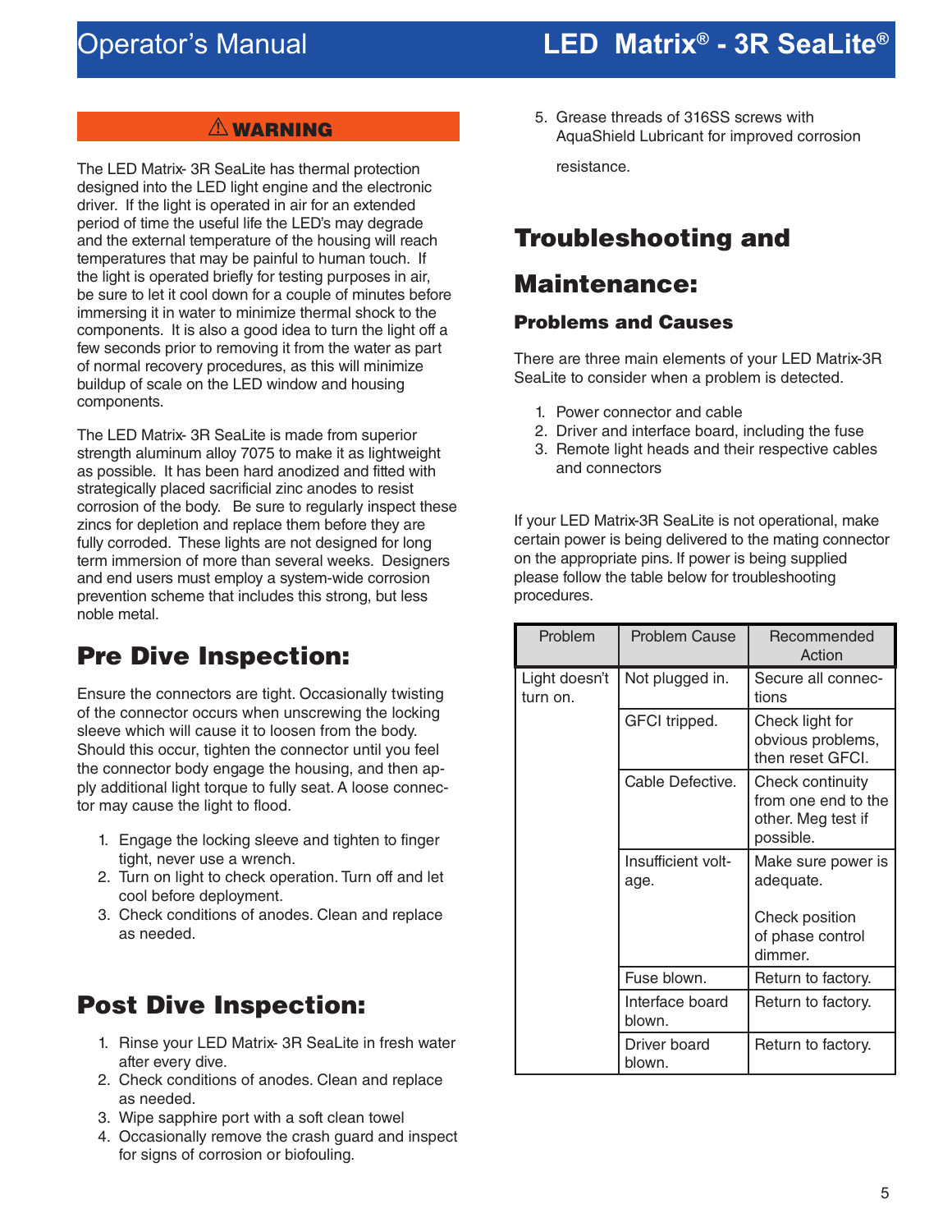**⚠ WARNING**

The LED Matrix- 3R SeaLite has thermal protection designed into the LED light engine and the electronic driver. If the light is operated in air for an extended period of time the useful life the LED's may degrade and the external temperature of the housing will reach temperatures that may be painful to human touch. If the light is operated briefly for testing purposes in air, be sure to let it cool down for a couple of minutes before immersing it in water to minimize thermal shock to the components. It is also a good idea to turn the light off a few seconds prior to removing it from the water as part of normal recovery procedures, as this will minimize buildup of scale on the LED window and housing components.

The LED Matrix- 3R SeaLite is made from superior strength aluminum alloy 7075 to make it as lightweight as possible. It has been hard anodized and fitted with strategically placed sacrificial zinc anodes to resist corrosion of the body. Be sure to regularly inspect these zincs for depletion and replace them before they are fully corroded. These lights are not designed for long term immersion of more than several weeks. Designers and end users must employ a system-wide corrosion prevention scheme that includes this strong, but less noble metal.

## Pre Dive Inspection:

Ensure the connectors are tight. Occasionally twisting of the connector occurs when unscrewing the locking sleeve which will cause it to loosen from the body. Should this occur, tighten the connector until you feel the connector body engage the housing, and then apply additional light torque to fully seat. A loose connector may cause the light to flood.

1. Engage the locking sleeve and tighten to finger tight, never use a wrench.
2. Turn on light to check operation. Turn off and let cool before deployment.
3. Check conditions of anodes. Clean and replace as needed.

## Post Dive Inspection:

1. Rinse your LED Matrix- 3R SeaLite in fresh water after every dive.
2. Check conditions of anodes. Clean and replace as needed.
3. Wipe sapphire port with a soft clean towel
4. Occasionally remove the crash guard and inspect for signs of corrosion or biofouling.
5. Grease threads of 316SS screws with AquaShield Lubricant for improved corrosion resistance.

## Troubleshooting and Maintenance:

### Problems and Causes

There are three main elements of your LED Matrix-3R SeaLite to consider when a problem is detected.

1. Power connector and cable
2. Driver and interface board, including the fuse
3. Remote light heads and their respective cables and connectors

If your LED Matrix-3R SeaLite is not operational, make certain power is being delivered to the mating connector on the appropriate pins. If power is being supplied please follow the table below for troubleshooting procedures.

| Problem | Problem Cause | Recommended Action |
|---|---|---|
| Light doesn't turn on. | Not plugged in. | Secure all connections |
| | GFCI tripped. | Check light for obvious problems, then reset GFCI. |
| | Cable Defective. | Check continuity from one end to the other. Meg test if possible. |
| | Insufficient voltage. | Make sure power is adequate. Check position of phase control dimmer. |
| | Fuse blown. | Return to factory. |
| | Interface board blown. | Return to factory. |
| | Driver board blown. | Return to factory. |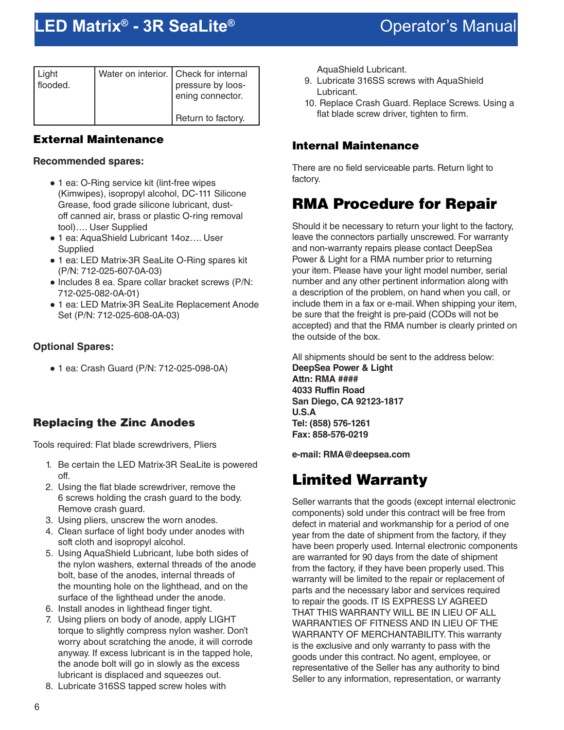| Light flooded. | Water on interior. | Check for internal pressure by loosening connector.<br><br>Return to factory. |
|---|---|---|

### External Maintenance

**Recommended spares:**

- 1 ea: O-Ring service kit (lint-free wipes (Kimwipes), isopropyl alcohol, DC-111 Silicone Grease, food grade silicone lubricant, dust-off canned air, brass or plastic O-ring removal tool)…. User Supplied
- 1 ea: AquaShield Lubricant 14oz…. User Supplied
- 1 ea: LED Matrix-3R SeaLite O-Ring spares kit (P/N: 712-025-607-0A-03)
- Includes 8 ea. Spare collar bracket screws (P/N: 712-025-082-0A-01)
- 1 ea: LED Matrix-3R SeaLite Replacement Anode Set (P/N: 712-025-608-0A-03)

**Optional Spares:**

- 1 ea: Crash Guard (P/N: 712-025-098-0A)

### Replacing the Zinc Anodes

Tools required: Flat blade screwdrivers, Pliers

1. Be certain the LED Matrix-3R SeaLite is powered off.
2. Using the flat blade screwdriver, remove the 6 screws holding the crash guard to the body. Remove crash guard.
3. Using pliers, unscrew the worn anodes.
4. Clean surface of light body under anodes with soft cloth and isopropyl alcohol.
5. Using AquaShield Lubricant, lube both sides of the nylon washers, external threads of the anode bolt, base of the anodes, internal threads of the mounting hole on the lighthead, and on the surface of the lighthead under the anode.
6. Install anodes in lighthead finger tight.
7. Using pliers on body of anode, apply LIGHT torque to slightly compress nylon washer. Don't worry about scratching the anode, it will corrode anyway. If excess lubricant is in the tapped hole, the anode bolt will go in slowly as the excess lubricant is displaced and squeezes out.
8. Lubricate 316SS tapped screw holes with AquaShield Lubricant.
9. Lubricate 316SS screws with AquaShield Lubricant.
10. Replace Crash Guard. Replace Screws. Using a flat blade screw driver, tighten to firm.

### Internal Maintenance

There are no field serviceable parts. Return light to factory.

## RMA Procedure for Repair

Should it be necessary to return your light to the factory, leave the connectors partially unscrewed. For warranty and non-warranty repairs please contact DeepSea Power & Light for a RMA number prior to returning your item. Please have your light model number, serial number and any other pertinent information along with a description of the problem, on hand when you call, or include them in a fax or e-mail. When shipping your item, be sure that the freight is pre-paid (CODs will not be accepted) and that the RMA number is clearly printed on the outside of the box.

All shipments should be sent to the address below:
**DeepSea Power & Light**
**Attn: RMA ####**
**4033 Ruffin Road**
**San Diego, CA 92123-1817**
**U.S.A**
**Tel: (858) 576-1261**
**Fax: 858-576-0219**

**e-mail: RMA@deepsea.com**

## Limited Warranty

Seller warrants that the goods (except internal electronic components) sold under this contract will be free from defect in material and workmanship for a period of one year from the date of shipment from the factory, if they have been properly used. Internal electronic components are warranted for 90 days from the date of shipment from the factory, if they have been properly used. This warranty will be limited to the repair or replacement of parts and the necessary labor and services required to repair the goods. IT IS EXPRESS LY AGREED THAT THIS WARRANTY WILL BE IN LIEU OF ALL WARRANTIES OF FITNESS AND IN LIEU OF THE WARRANTY OF MERCHANTABILITY. This warranty is the exclusive and only warranty to pass with the goods under this contract. No agent, employee, or representative of the Seller has any authority to bind Seller to any information, representation, or warranty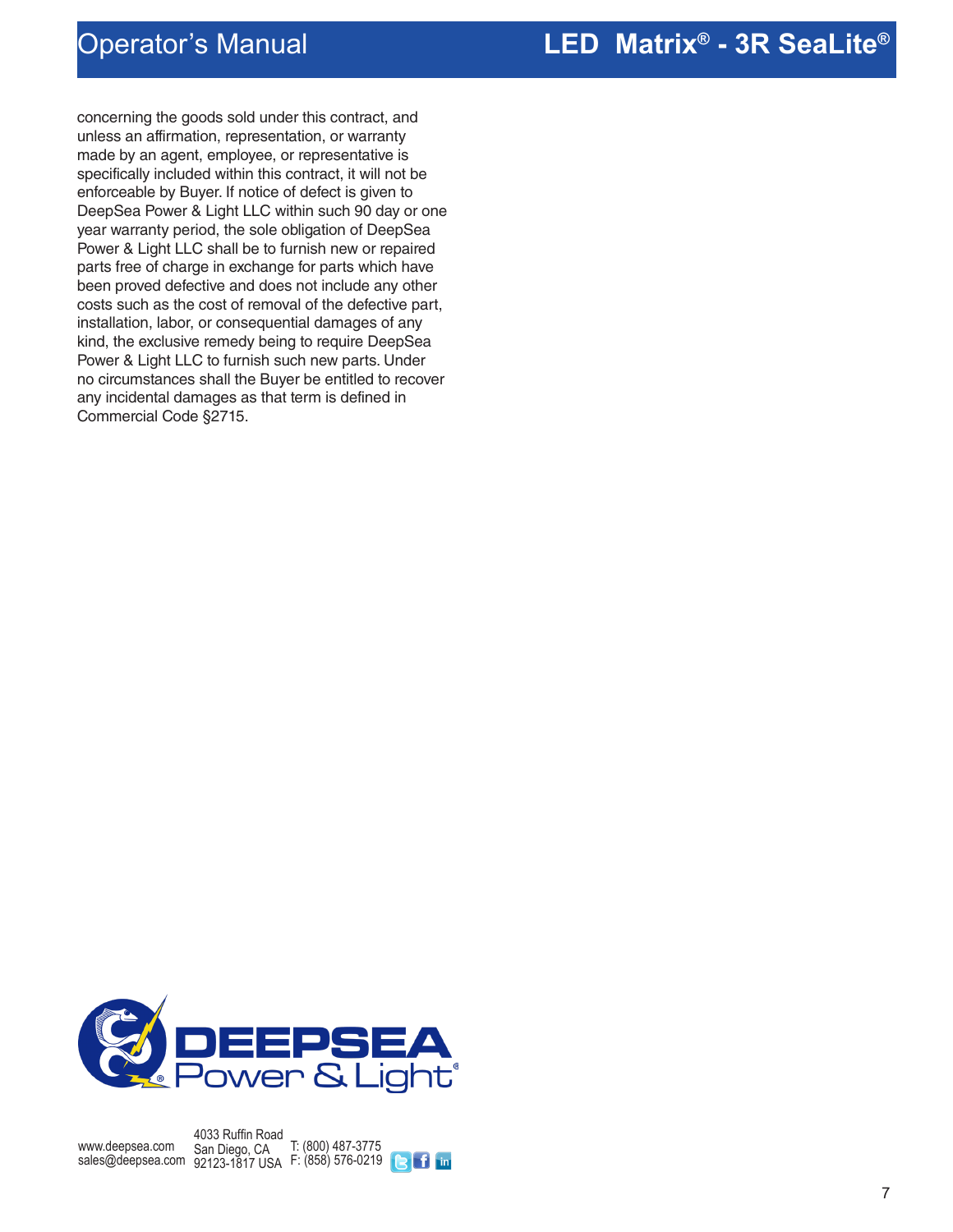concerning the goods sold under this contract, and unless an affirmation, representation, or warranty made by an agent, employee, or representative is specifically included within this contract, it will not be enforceable by Buyer. If notice of defect is given to DeepSea Power & Light LLC within such 90 day or one year warranty period, the sole obligation of DeepSea Power & Light LLC shall be to furnish new or repaired parts free of charge in exchange for parts which have been proved defective and does not include any other costs such as the cost of removal of the defective part, installation, labor, or consequential damages of any kind, the exclusive remedy being to require DeepSea Power & Light LLC to furnish such new parts. Under no circumstances shall the Buyer be entitled to recover any incidental damages as that term is defined in Commercial Code §2715.

DEEPSEA Power & Light®

www.deepsea.com
sales@deepsea.com

4033 Ruffin Road
San Diego, CA
92123-1817 USA

T: (800) 487-3775
F: (858) 576-0219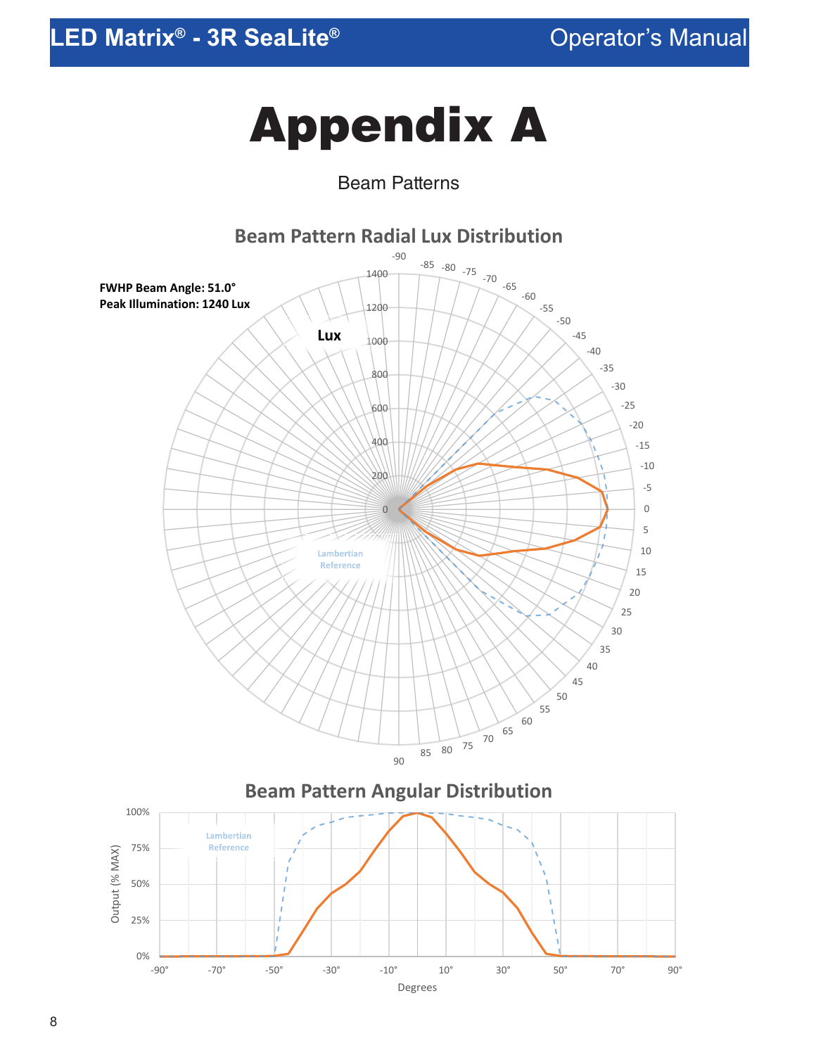# Appendix A

Beam Patterns

## Beam Pattern Radial Lux Distribution

**FWHP Beam Angle: 51.0°**
**Peak Illumination: 1240 Lux**

Lux

0
200
400
600
800
1000
1200
1400

-90 -85 -80 -75 -70 -65 -60 -55 -50 -45 -40 -35 -30 -25 -20 -15 -10 -5 0 5 10 15 20 25 30 35 40 45 50 55 60 65 70 75 80 85 90

Lambertian Reference

## Beam Pattern Angular Distribution

Output (% MAX)

100%
75%
50%
25%
0%

-90° -70° -50° -30° -10° 10° 30° 50° 70° 90°

Degrees

Lambertian Reference